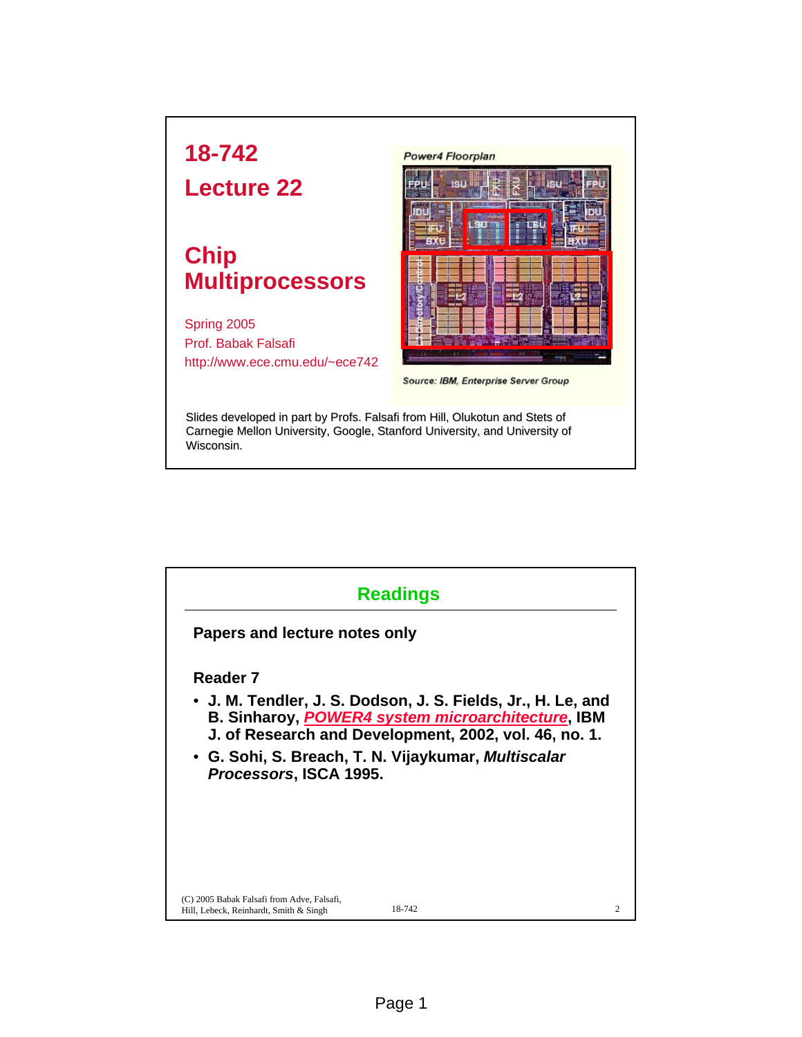# 18-742

# Lecture 22

# Chip Multiprocessors

Spring 2005
Prof. Babak Falsafi
http://www.ece.cmu.edu/~ece742

Power4 Floorplan

Source: IBM, Enterprise Server Group

Slides developed in part by Profs. Falsafi from Hill, Olukotun and Stets of Carnegie Mellon University, Google, Stanford University, and University of Wisconsin.

## Readings

**Papers and lecture notes only**

**Reader 7**

- **J. M. Tendler, J. S. Dodson, J. S. Fields, Jr., H. Le, and B. Sinharoy, *POWER4 system microarchitecture*, IBM J. of Research and Development, 2002, vol. 46, no. 1.**
- **G. Sohi, S. Breach, T. N. Vijaykumar, *Multiscalar Processors*, ISCA 1995.**

(C) 2005 Babak Falsafi from Adve, Falsafi, Hill, Lebeck, Reinhardt, Smith & Singh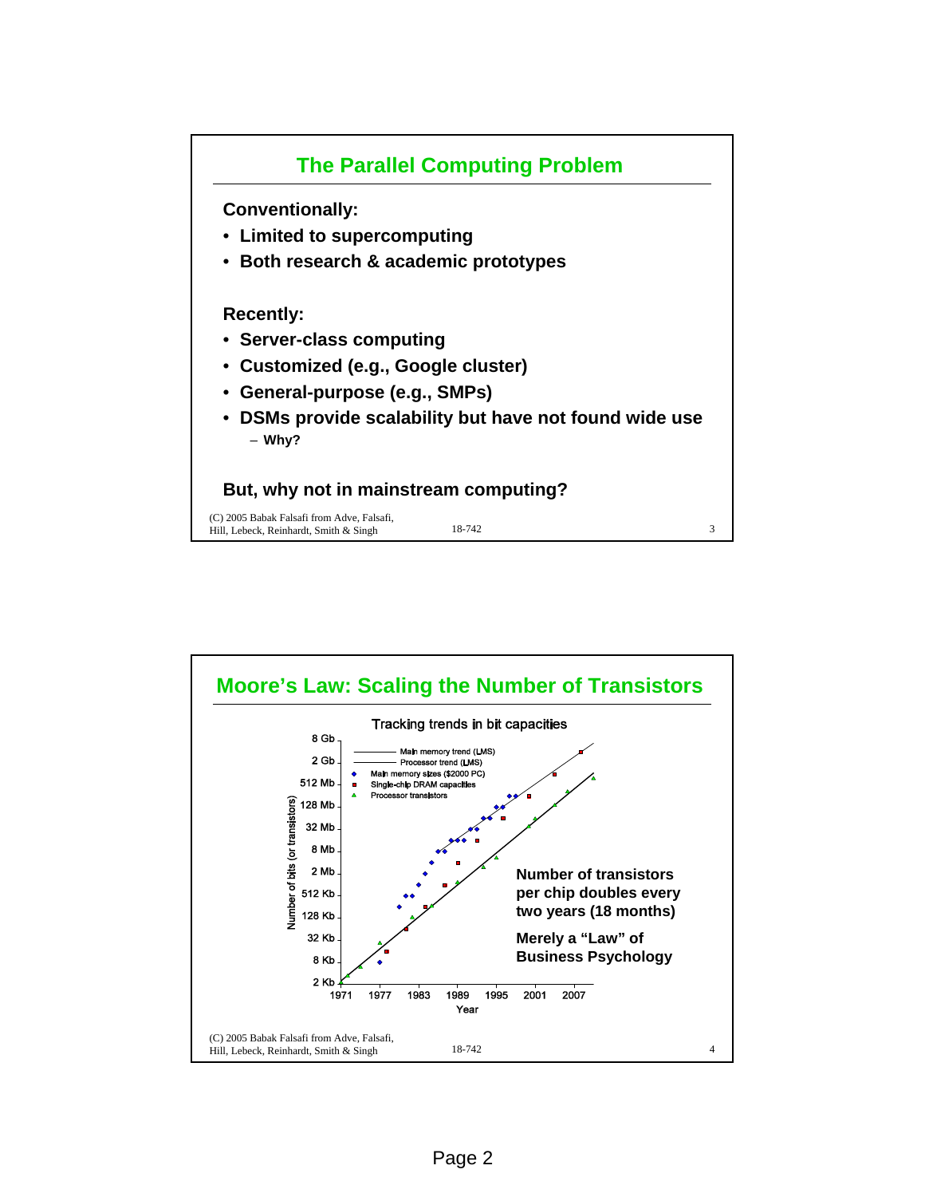## The Parallel Computing Problem

**Conventionally:**

- **Limited to supercomputing**
- **Both research & academic prototypes**

**Recently:**

- **Server-class computing**
- **Customized (e.g., Google cluster)**
- **General-purpose (e.g., SMPs)**
- **DSMs provide scalability but have not found wide use**
  - **Why?**

**But, why not in mainstream computing?**

## Moore's Law: Scaling the Number of Transistors

Tracking trends in bit capacities

- Main memory trend (LMS)
- Processor trend (LMS)
- Main memory sizes ($2000 PC)
- Single-chip DRAM capacities
- Processor transistors

Number of bits (or transistors): 2 Kb, 8 Kb, 32 Kb, 128 Kb, 512 Kb, 2 Mb, 8 Mb, 32 Mb, 128 Mb, 512 Mb, 2 Gb, 8 Gb

Year: 1971, 1977, 1983, 1989, 1995, 2001, 2007

**Number of transistors per chip doubles every two years (18 months)**

**Merely a "Law" of Business Psychology**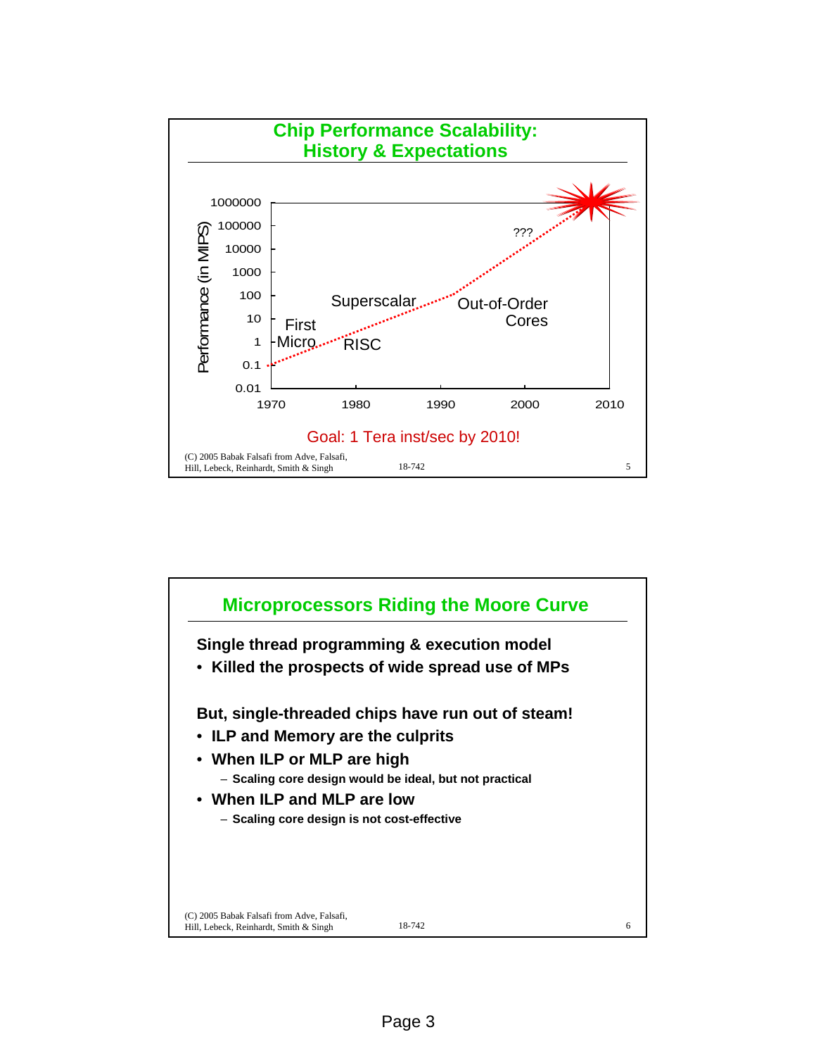## Chip Performance Scalability: History & Expectations

Performance (in MIPS)

1000000
100000
10000
1000
100
10
1
0.1
0.01

1970 1980 1990 2000 2010

First Micro

RISC

Superscalar

Out-of-Order Cores

???

Goal: 1 Tera inst/sec by 2010!

(C) 2005 Babak Falsafi from Adve, Falsafi, Hill, Lebeck, Reinhardt, Smith & Singh

18-742

## Microprocessors Riding the Moore Curve

**Single thread programming & execution model**

- **Killed the prospects of wide spread use of MPs**

**But, single-threaded chips have run out of steam!**

- **ILP and Memory are the culprits**
- **When ILP or MLP are high**
  - **Scaling core design would be ideal, but not practical**
- **When ILP and MLP are low**
  - **Scaling core design is not cost-effective**

(C) 2005 Babak Falsafi from Adve, Falsafi, Hill, Lebeck, Reinhardt, Smith & Singh

18-742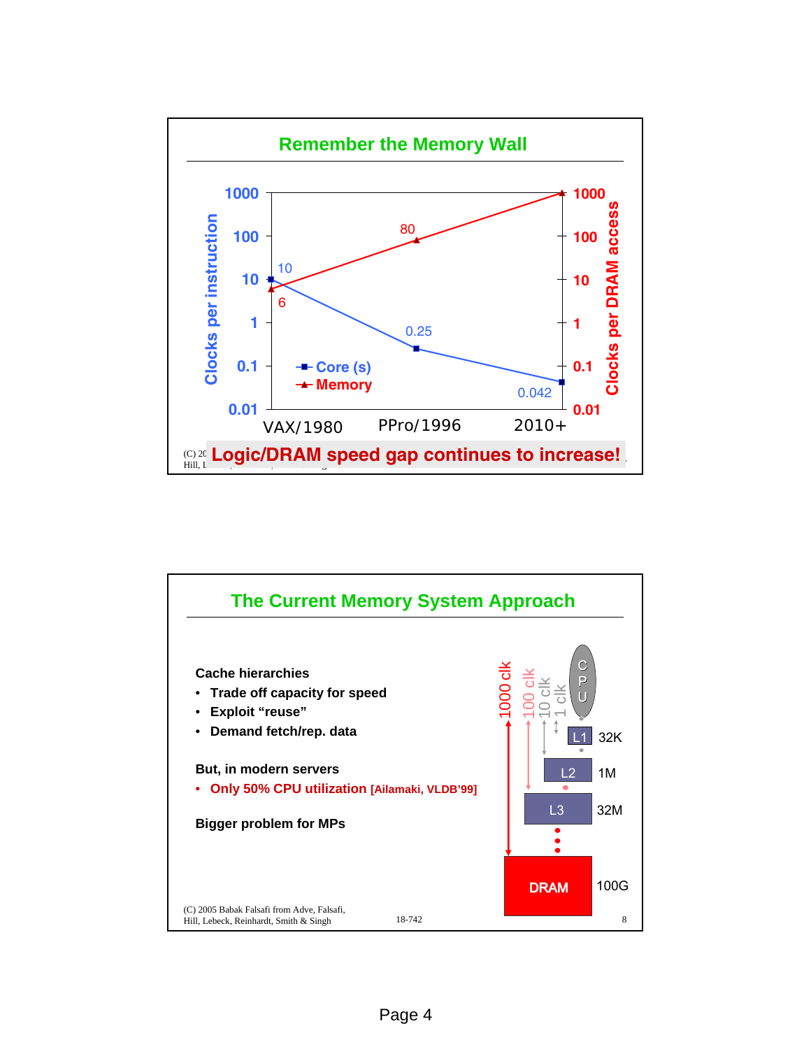## Remember the Memory Wall

| | VAX/1980 | PPro/1996 | 2010+ |
|---|---|---|---|
| Core (s) — Clocks per instruction | 10 | 0.25 | 0.042 |
| Memory — Clocks per DRAM access | 6 | 80 | 1000 |

**Logic/DRAM speed gap continues to increase!**

## The Current Memory System Approach

**Cache hierarchies**

- **Trade off capacity for speed**
- **Exploit "reuse"**
- **Demand fetch/rep. data**

**But, in modern servers**

- **Only 50% CPU utilization [Ailamaki, VLDB'99]**

**Bigger problem for MPs**

| Level | Capacity | Latency |
|---|---|---|
| L1 | 32K | 1 clk |
| L2 | 1M | 10 clk |
| L3 | 32M | 100 clk |
| DRAM | 100G | 1000 clk |

(C) 2005 Babak Falsafi from Adve, Falsafi, Hill, Lebeck, Reinhardt, Smith & Singh

18-742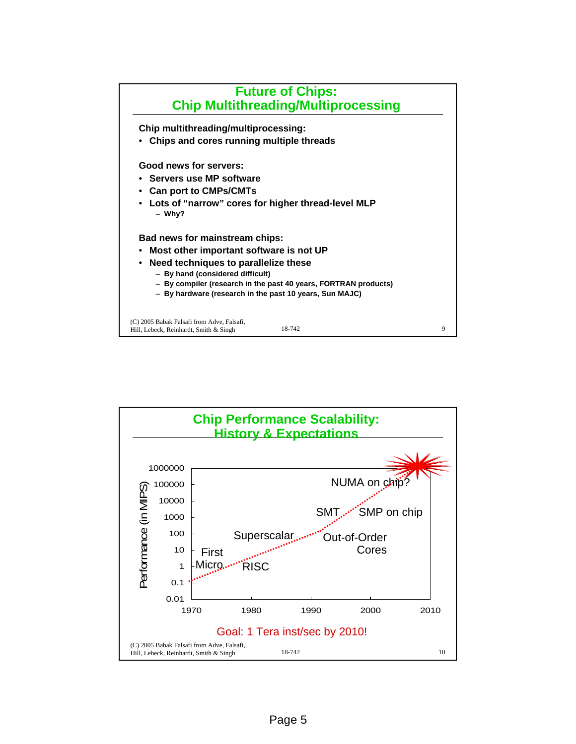## Future of Chips: Chip Multithreading/Multiprocessing

**Chip multithreading/multiprocessing:**

- **Chips and cores running multiple threads**

**Good news for servers:**

- **Servers use MP software**
- **Can port to CMPs/CMTs**
- **Lots of "narrow" cores for higher thread-level MLP**
  - **Why?**

**Bad news for mainstream chips:**

- **Most other important software is not UP**
- **Need techniques to parallelize these**
  - **By hand (considered difficult)**
  - **By compiler (research in the past 40 years, FORTRAN products)**
  - **By hardware (research in the past 10 years, Sun MAJC)**

(C) 2005 Babak Falsafi from Adve, Falsafi, Hill, Lebeck, Reinhardt, Smith & Singh

## Chip Performance Scalability: History & Expectations

Performance (in MIPS): 0.01, 0.1, 1, 10, 100, 1000, 10000, 100000, 1000000

Years: 1970, 1980, 1990, 2000, 2010

First Micro, RISC, Superscalar, Out-of-Order Cores, SMT, SMP on chip, NUMA on chip?

Goal: 1 Tera inst/sec by 2010!

(C) 2005 Babak Falsafi from Adve, Falsafi, Hill, Lebeck, Reinhardt, Smith & Singh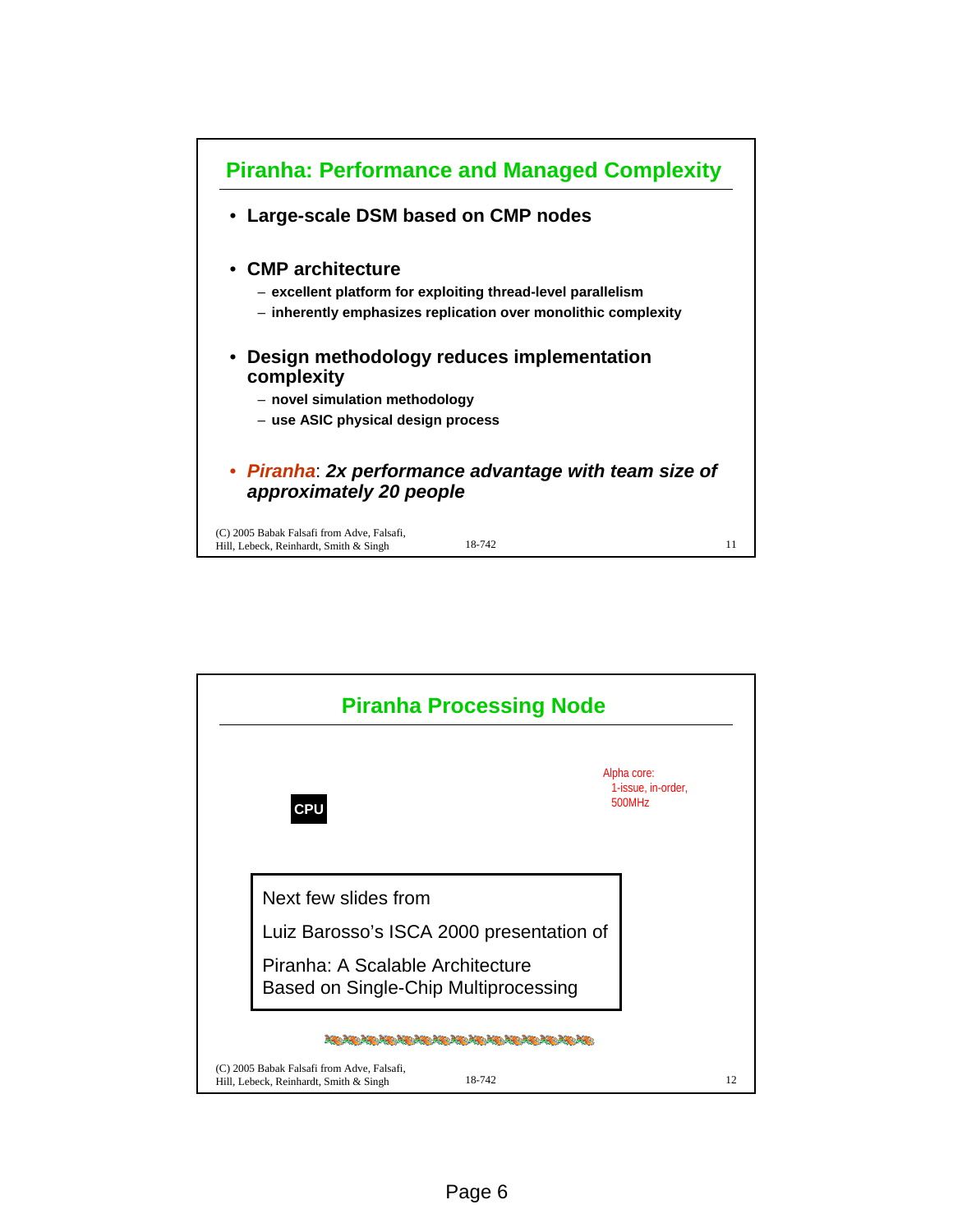## Piranha: Performance and Managed Complexity

- **Large-scale DSM based on CMP nodes**
- **CMP architecture**
  - **excellent platform for exploiting thread-level parallelism**
  - **inherently emphasizes replication over monolithic complexity**
- **Design methodology reduces implementation complexity**
  - **novel simulation methodology**
  - **use ASIC physical design process**
- ***Piranha*: *2x performance advantage with team size of approximately 20 people***

## Piranha Processing Node

CPU

Alpha core:
1-issue, in-order,
500MHz

Next few slides from

Luiz Barosso's ISCA 2000 presentation of

Piranha: A Scalable Architecture
Based on Single-Chip Multiprocessing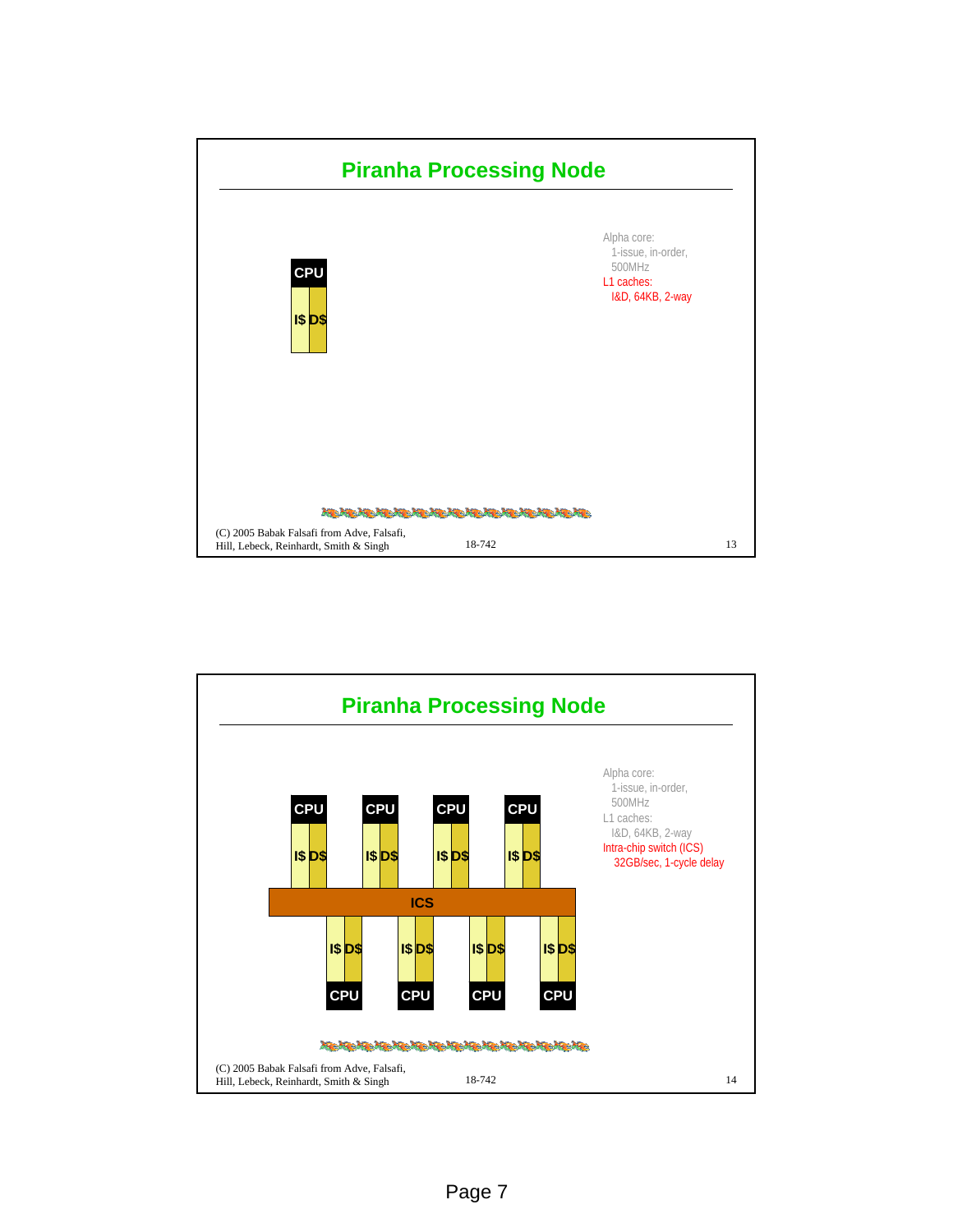## Piranha Processing Node

CPU

I$ D$

Alpha core:
- 1-issue, in-order, 500MHz

L1 caches:
- I&D, 64KB, 2-way

(C) 2005 Babak Falsafi from Adve, Falsafi, Hill, Lebeck, Reinhardt, Smith & Singh

## Piranha Processing Node

CPU CPU CPU CPU

I$ D$ I$ D$ I$ D$ I$ D$

ICS

I$ D$ I$ D$ I$ D$ I$ D$

CPU CPU CPU CPU

Alpha core:
- 1-issue, in-order, 500MHz

L1 caches:
- I&D, 64KB, 2-way

Intra-chip switch (ICS)
- 32GB/sec, 1-cycle delay

(C) 2005 Babak Falsafi from Adve, Falsafi, Hill, Lebeck, Reinhardt, Smith & Singh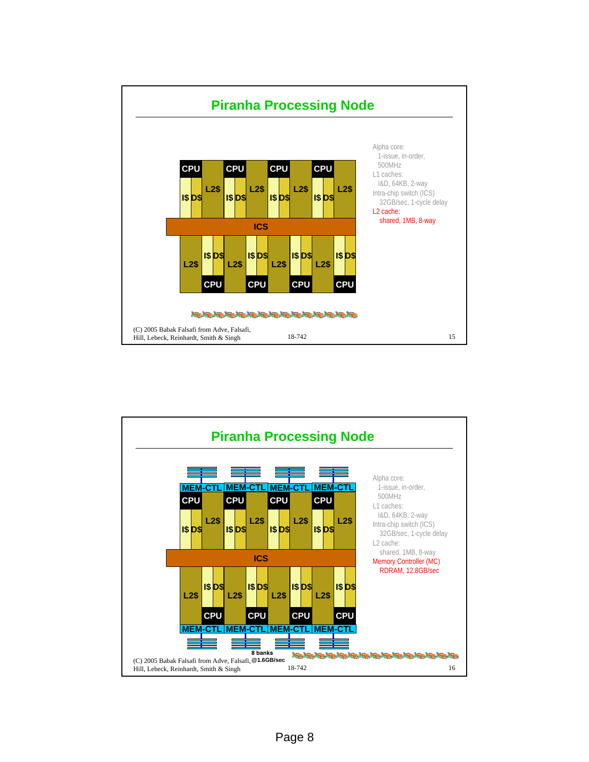## Piranha Processing Node

| CPU | | CPU | | CPU | | CPU | |
|---|---|---|---|---|---|---|---|
| I$ D$ | L2$ | I$ D$ | L2$ | I$ D$ | L2$ | I$ D$ | L2$ |

**ICS**

| L2$ | I$ D$ | L2$ | I$ D$ | L2$ | I$ D$ | L2$ | I$ D$ |
|---|---|---|---|---|---|---|---|
| | CPU | | CPU | | CPU | | CPU |

Alpha core:
- 1-issue, in-order, 500MHz

L1 caches:
- I&D, 64KB, 2-way

Intra-chip switch (ICS)
- 32GB/sec, 1-cycle delay

L2 cache:
- shared, 1MB, 8-way

(C) 2005 Babak Falsafi from Adve, Falsafi, Hill, Lebeck, Reinhardt, Smith & Singh

18-742

---

## Piranha Processing Node

| MEM-CTL | | MEM-CTL | | MEM-CTL | | MEM-CTL | |
|---|---|---|---|---|---|---|---|
| CPU | | CPU | | CPU | | CPU | |
| I$ D$ | L2$ | I$ D$ | L2$ | I$ D$ | L2$ | I$ D$ | L2$ |

**ICS**

| L2$ | I$ D$ | L2$ | I$ D$ | L2$ | I$ D$ | L2$ | I$ D$ |
|---|---|---|---|---|---|---|---|
| | CPU | | CPU | | CPU | | CPU |
| MEM-CTL | | MEM-CTL | | MEM-CTL | | MEM-CTL | |

8 banks @1.6GB/sec

Alpha core:
- 1-issue, in-order, 500MHz

L1 caches:
- I&D, 64KB, 2-way

Intra-chip switch (ICS)
- 32GB/sec, 1-cycle delay

L2 cache:
- shared, 1MB, 8-way

Memory Controller (MC)
- RDRAM, 12.8GB/sec

(C) 2005 Babak Falsafi from Adve, Falsafi, Hill, Lebeck, Reinhardt, Smith & Singh

18-742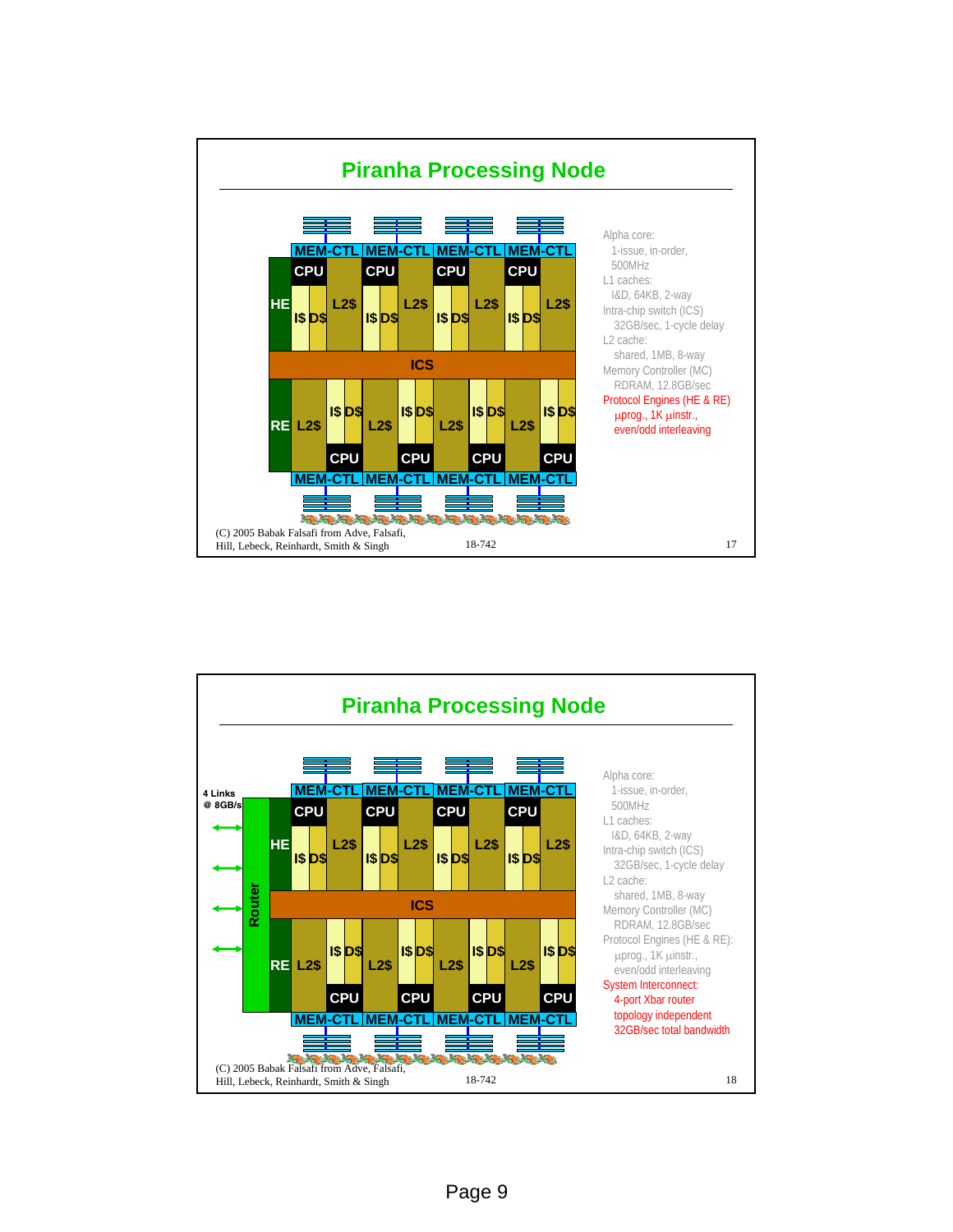## Piranha Processing Node

MEM-CTL MEM-CTL MEM-CTL MEM-CTL

CPU CPU CPU CPU

HE I$ D$ L2$ I$ D$ L2$ I$ D$ L2$ I$ D$ L2$

ICS

RE L2$ I$ D$ L2$ I$ D$ L2$ I$ D$ L2$ I$ D$

CPU CPU CPU CPU

MEM-CTL MEM-CTL MEM-CTL MEM-CTL

Alpha core:
- 1-issue, in-order, 500MHz

L1 caches:
- I&D, 64KB, 2-way

Intra-chip switch (ICS)
- 32GB/sec, 1-cycle delay

L2 cache:
- shared, 1MB, 8-way

Memory Controller (MC)
- RDRAM, 12.8GB/sec

Protocol Engines (HE & RE)
- μprog., 1K μinstr., even/odd interleaving

(C) 2005 Babak Falsafi from Adve, Falsafi, Hill, Lebeck, Reinhardt, Smith & Singh

18-742

## Piranha Processing Node

4 Links @ 8GB/s

Router

MEM-CTL MEM-CTL MEM-CTL MEM-CTL

CPU CPU CPU CPU

HE I$ D$ L2$ I$ D$ L2$ I$ D$ L2$ I$ D$ L2$

ICS

RE L2$ I$ D$ L2$ I$ D$ L2$ I$ D$ L2$ I$ D$

CPU CPU CPU CPU

MEM-CTL MEM-CTL MEM-CTL MEM-CTL

Alpha core:
- 1-issue, in-order, 500MHz

L1 caches:
- I&D, 64KB, 2-way

Intra-chip switch (ICS)
- 32GB/sec, 1-cycle delay

L2 cache:
- shared, 1MB, 8-way

Memory Controller (MC)
- RDRAM, 12.8GB/sec

Protocol Engines (HE & RE):
- μprog., 1K μinstr., even/odd interleaving

System Interconnect:
- 4-port Xbar router
- topology independent
- 32GB/sec total bandwidth

(C) 2005 Babak Falsafi from Adve, Falsafi, Hill, Lebeck, Reinhardt, Smith & Singh

18-742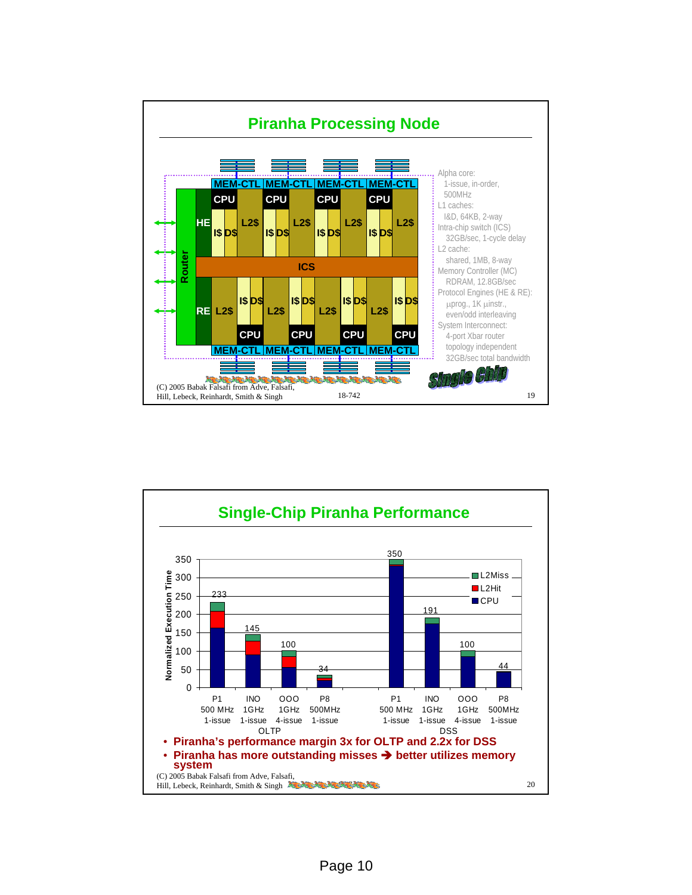## Piranha Processing Node

- Alpha core:
  - 1-issue, in-order, 500MHz
- L1 caches:
  - I&D, 64KB, 2-way
- Intra-chip switch (ICS)
  - 32GB/sec, 1-cycle delay
- L2 cache:
  - shared, 1MB, 8-way
- Memory Controller (MC)
  - RDRAM, 12.8GB/sec
- Protocol Engines (HE & RE):
  - μprog., 1K μinstr.,
  - even/odd interleaving
- System Interconnect:
  - 4-port Xbar router
  - topology independent
  - 32GB/sec total bandwidth

Single Chip

(C) 2005 Babak Falsafi from Adve, Falsafi, Hill, Lebeck, Reinhardt, Smith & Singh

18-742

## Single-Chip Piranha Performance

Normalized Execution Time (L2Miss, L2Hit, CPU)

| Workload | Configuration | Normalized Execution Time |
|---|---|---|
| OLTP | P1 500 MHz 1-issue | 233 |
| OLTP | INO 1GHz 1-issue | 145 |
| OLTP | OOO 1GHz 4-issue | 100 |
| OLTP | P8 500MHz 1-issue | 34 |
| DSS | P1 500 MHz 1-issue | 350 |
| DSS | INO 1GHz 1-issue | 191 |
| DSS | OOO 1GHz 4-issue | 100 |
| DSS | P8 500MHz 1-issue | 44 |

- Piranha's performance margin 3x for OLTP and 2.2x for DSS
- Piranha has more outstanding misses ➔ better utilizes memory system

(C) 2005 Babak Falsafi from Adve, Falsafi, Hill, Lebeck, Reinhardt, Smith & Singh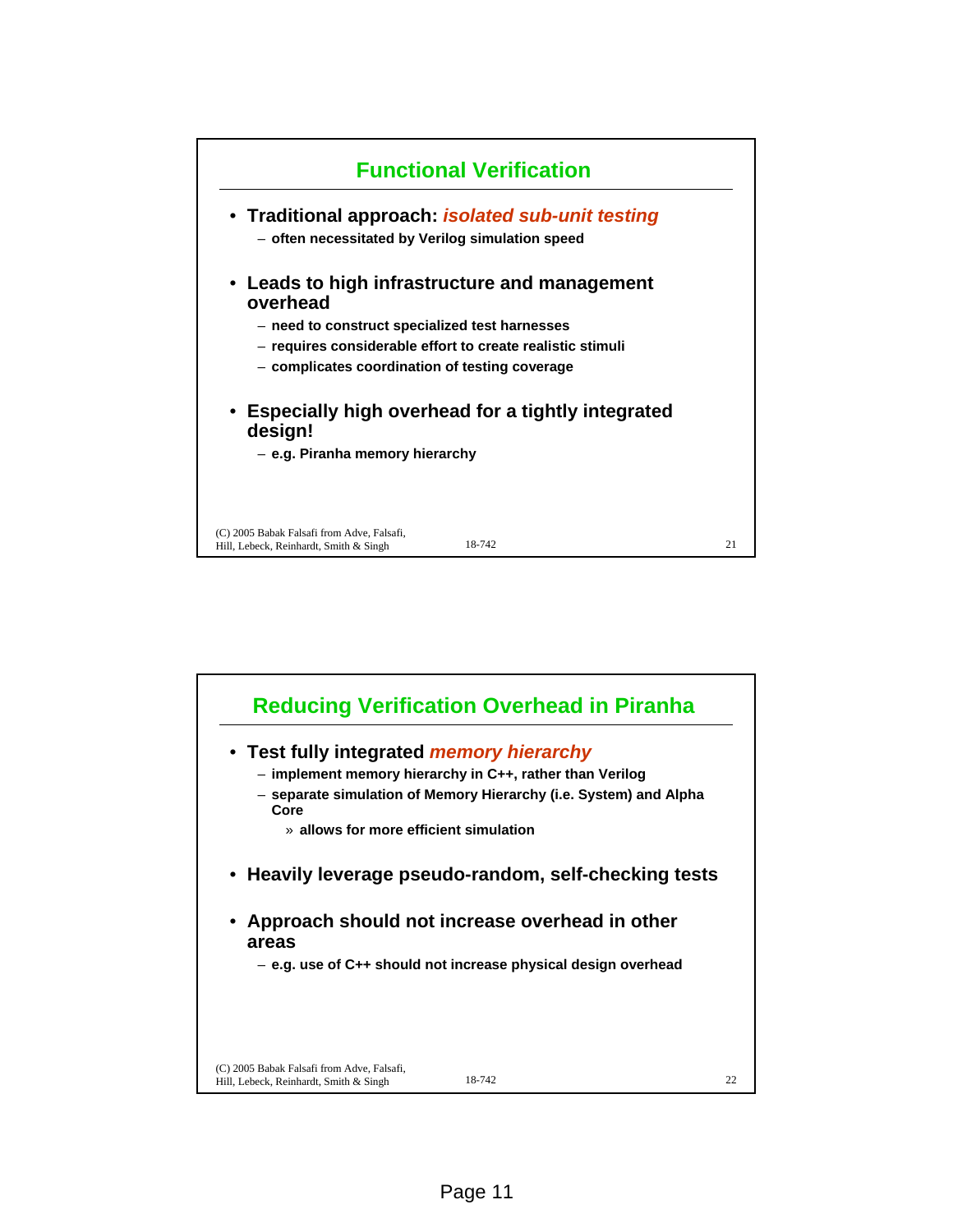## Functional Verification

- **Traditional approach: *isolated sub-unit testing***
  - often necessitated by Verilog simulation speed
- **Leads to high infrastructure and management overhead**
  - need to construct specialized test harnesses
  - requires considerable effort to create realistic stimuli
  - complicates coordination of testing coverage
- **Especially high overhead for a tightly integrated design!**
  - e.g. Piranha memory hierarchy

## Reducing Verification Overhead in Piranha

- **Test fully integrated *memory hierarchy***
  - implement memory hierarchy in C++, rather than Verilog
  - separate simulation of Memory Hierarchy (i.e. System) and Alpha Core
    - allows for more efficient simulation
- **Heavily leverage pseudo-random, self-checking tests**
- **Approach should not increase overhead in other areas**
  - e.g. use of C++ should not increase physical design overhead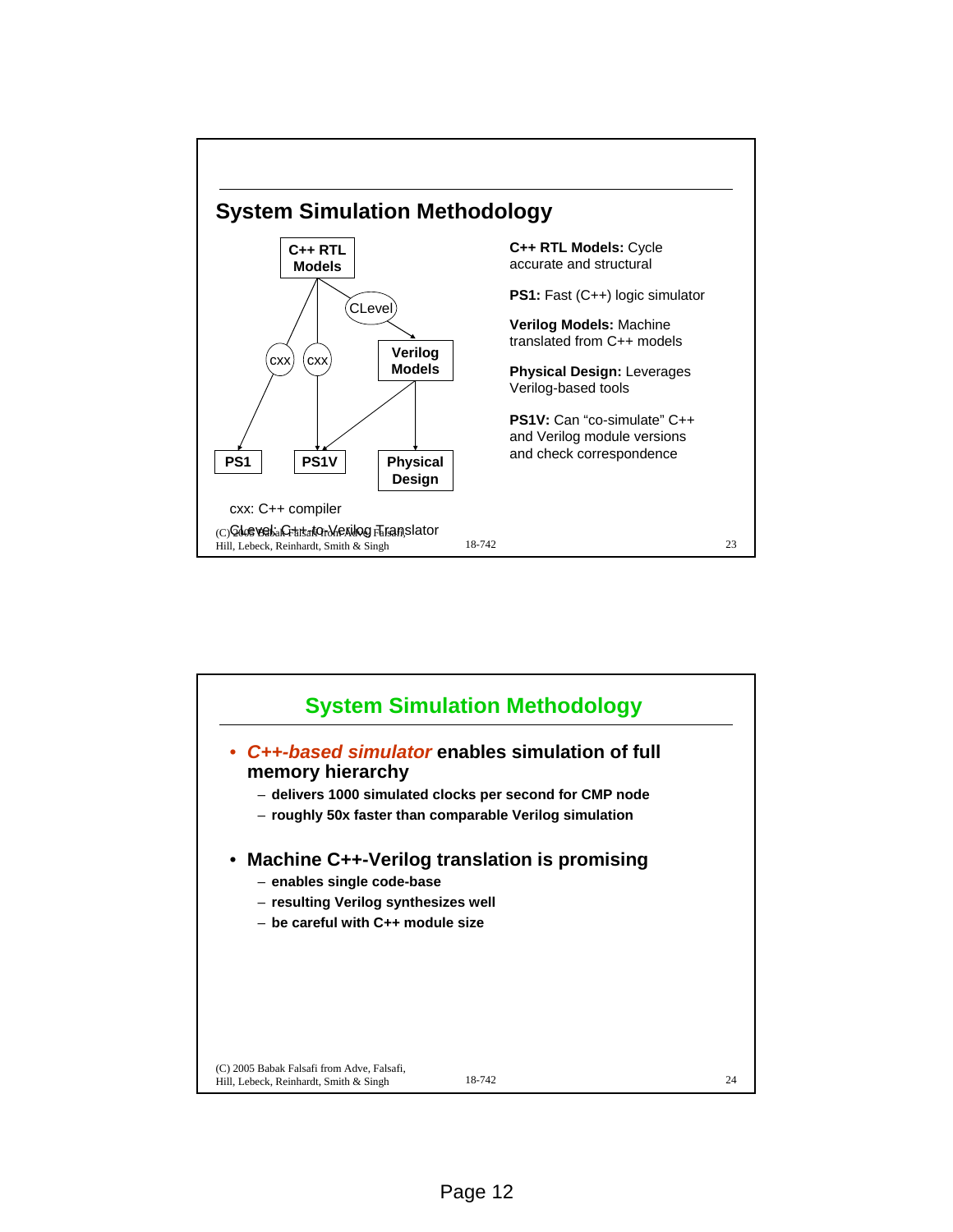## System Simulation Methodology

C++ RTL Models → (CLevel) → Verilog Models

C++ RTL Models → (cxx) → PS1

C++ RTL Models → (cxx) → PS1V

Verilog Models → PS1V

Verilog Models → Physical Design

cxx: C++ compiler

CLevel: C++-to-Verilog Translator

**C++ RTL Models:** Cycle accurate and structural

**PS1:** Fast (C++) logic simulator

**Verilog Models:** Machine translated from C++ models

**Physical Design:** Leverages Verilog-based tools

**PS1V:** Can "co-simulate" C++ and Verilog module versions and check correspondence

(C) 2005 Babak Falsafi from Adve, Falsafi, Hill, Lebeck, Reinhardt, Smith & Singh — 18-742

## System Simulation Methodology

- ***C++-based simulator*** **enables simulation of full memory hierarchy**
  - **delivers 1000 simulated clocks per second for CMP node**
  - **roughly 50x faster than comparable Verilog simulation**
- **Machine C++-Verilog translation is promising**
  - **enables single code-base**
  - **resulting Verilog synthesizes well**
  - **be careful with C++ module size**

(C) 2005 Babak Falsafi from Adve, Falsafi, Hill, Lebeck, Reinhardt, Smith & Singh — 18-742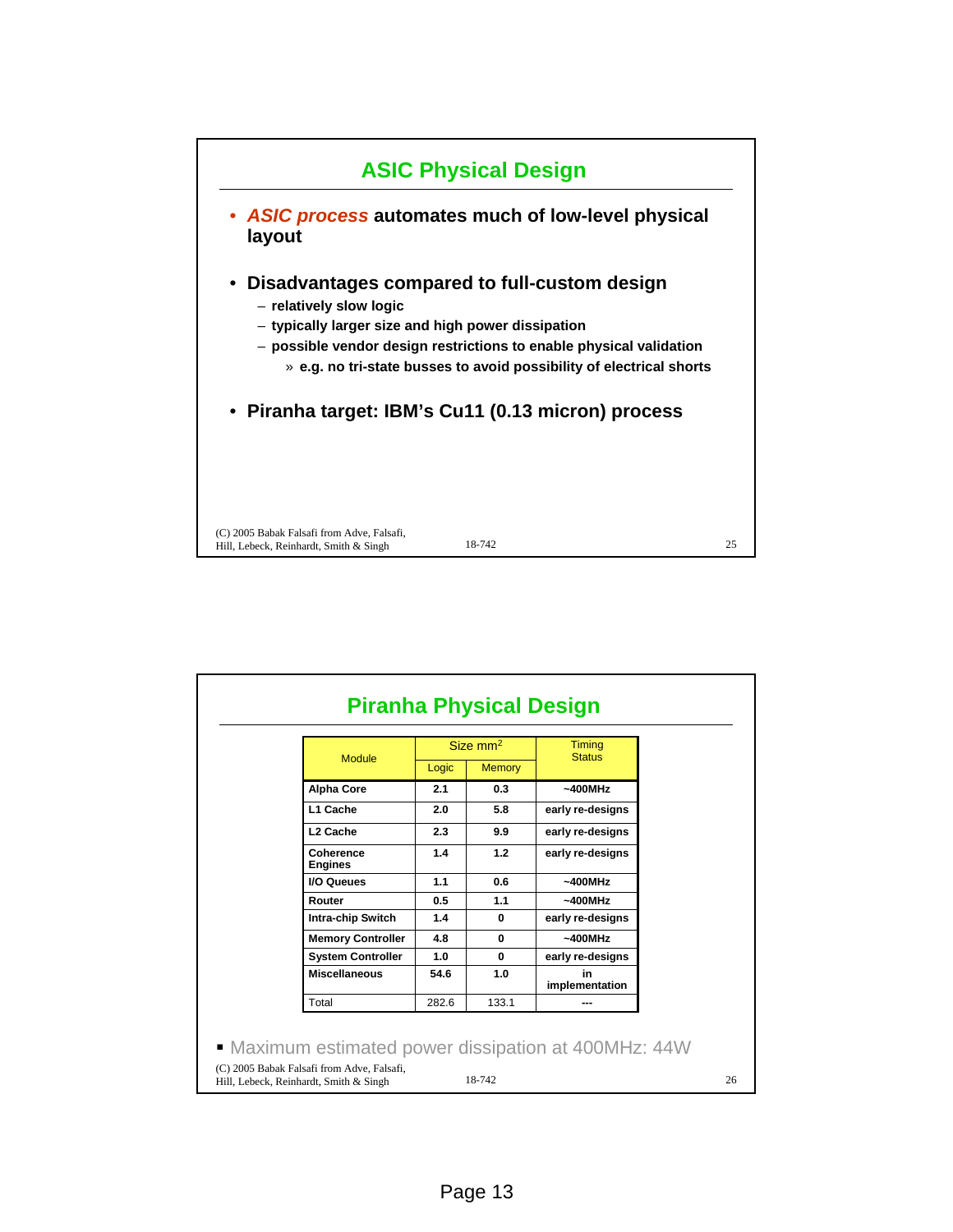## ASIC Physical Design

- ***ASIC process*** **automates much of low-level physical layout**

- **Disadvantages compared to full-custom design**
  - **relatively slow logic**
  - **typically larger size and high power dissipation**
  - **possible vendor design restrictions to enable physical validation**
    - **e.g. no tri-state busses to avoid possibility of electrical shorts**

- **Piranha target: IBM's Cu11 (0.13 micron) process**

(C) 2005 Babak Falsafi from Adve, Falsafi, Hill, Lebeck, Reinhardt, Smith & Singh

## Piranha Physical Design

| Module | Size $mm^2$ | | Timing Status |
|---|---|---|---|
| | Logic | Memory | |
| **Alpha Core** | **2.1** | **0.3** | **~400MHz** |
| **L1 Cache** | **2.0** | **5.8** | **early re-designs** |
| **L2 Cache** | **2.3** | **9.9** | **early re-designs** |
| **Coherence Engines** | **1.4** | **1.2** | **early re-designs** |
| **I/O Queues** | **1.1** | **0.6** | **~400MHz** |
| **Router** | **0.5** | **1.1** | **~400MHz** |
| **Intra-chip Switch** | **1.4** | **0** | **early re-designs** |
| **Memory Controller** | **4.8** | **0** | **~400MHz** |
| **System Controller** | **1.0** | **0** | **early re-designs** |
| **Miscellaneous** | **54.6** | **1.0** | **in implementation** |
| Total | 282.6 | 133.1 | --- |

- Maximum estimated power dissipation at 400MHz: 44W

(C) 2005 Babak Falsafi from Adve, Falsafi, Hill, Lebeck, Reinhardt, Smith & Singh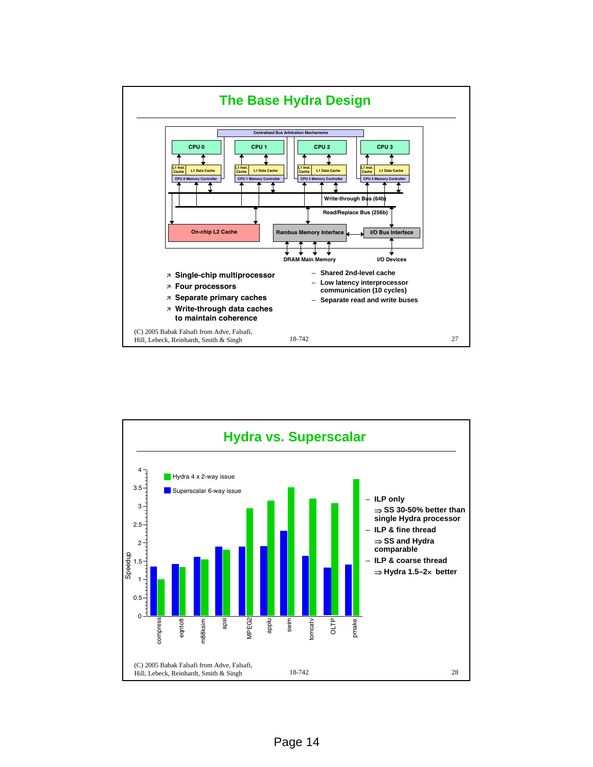## The Base Hydra Design

Centralized Bus Arbitration Mechanisms

CPU 0 | CPU 1 | CPU 2 | CPU 3

L1 Inst. Cache | L1 Data Cache

CPU 0 Memory Controller | CPU 1 Memory Controller | CPU 2 Memory Controller | CPU 3 Memory Controller

Write-through Bus (64b)

Read/Replace Bus (256b)

On-chip L2 Cache

Rambus Memory Interface

I/O Bus Interface

DRAM Main Memory

I/O Devices

- Single-chip multiprocessor
- Four processors
- Separate primary caches
- Write-through data caches to maintain coherence
  - Shared 2nd-level cache
  - Low latency interprocessor communication (10 cycles)
  - Separate read and write buses

(C) 2005 Babak Falsafi from Adve, Falsafi, Hill, Lebeck, Reinhardt, Smith & Singh

## Hydra vs. Superscalar

Hydra 4 x 2-way issue

Superscalar 6-way issue

Speedup

0
0.5
1
1.5
2
2.5
3
3.5
4

compress
eqntott
m88ksim
apsi
MPEG2
applu
swim
tomcatv
OLTP
pmake

- ILP only
  $\Rightarrow$ SS 30-50% better than single Hydra processor
- ILP & fine thread
  $\Rightarrow$ SS and Hydra comparable
- ILP & coarse thread
  $\Rightarrow$ Hydra 1.5–2$\times$ better

(C) 2005 Babak Falsafi from Adve, Falsafi, Hill, Lebeck, Reinhardt, Smith & Singh